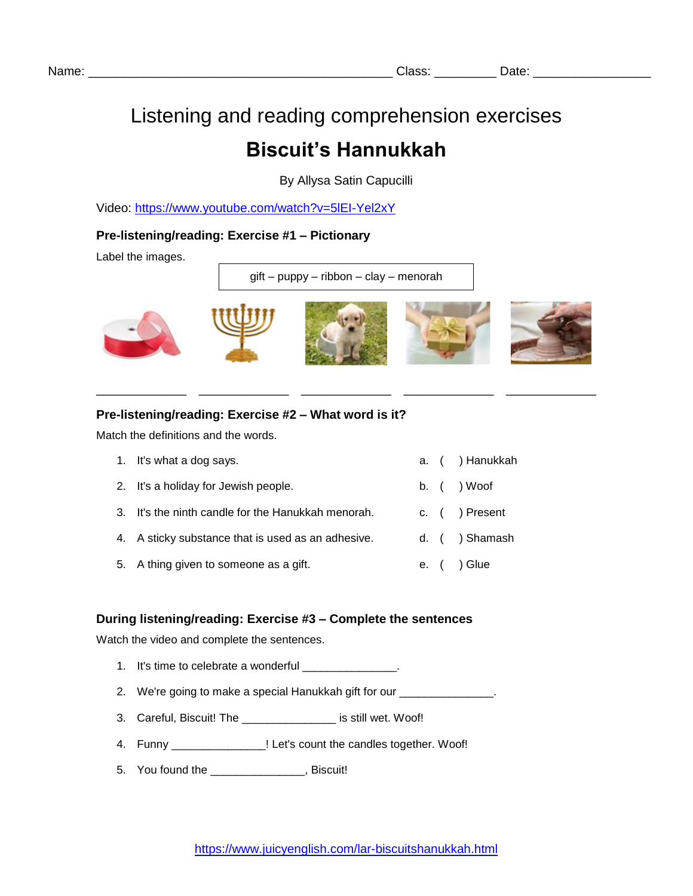Name: ____________________________________________ Class: _________ Date: _________________

# Listening and reading comprehension exercises

# Biscuit's Hannukkah

By Allysa Satin Capucilli

Video: https://www.youtube.com/watch?v=5lEI-Yel2xY

### Pre-listening/reading: Exercise #1 – Pictionary

Label the images.

| gift – puppy – ribbon – clay – menorah |
|---|

_____________ _____________ _____________ _____________ _____________

### Pre-listening/reading: Exercise #2 – What word is it?

Match the definitions and the words.

1. It's what a dog says.
2. It's a holiday for Jewish people.
3. It's the ninth candle for the Hanukkah menorah.
4. A sticky substance that is used as an adhesive.
5. A thing given to someone as a gift.

a. ( ) Hanukkah
b. ( ) Woof
c. ( ) Present
d. ( ) Shamash
e. ( ) Glue

### During listening/reading: Exercise #3 – Complete the sentences

Watch the video and complete the sentences.

1. It's time to celebrate a wonderful ______________.
2. We're going to make a special Hanukkah gift for our ______________.
3. Careful, Biscuit! The ______________ is still wet. Woof!
4. Funny ______________! Let's count the candles together. Woof!
5. You found the ______________, Biscuit!

https://www.juicyenglish.com/lar-biscuitshanukkah.html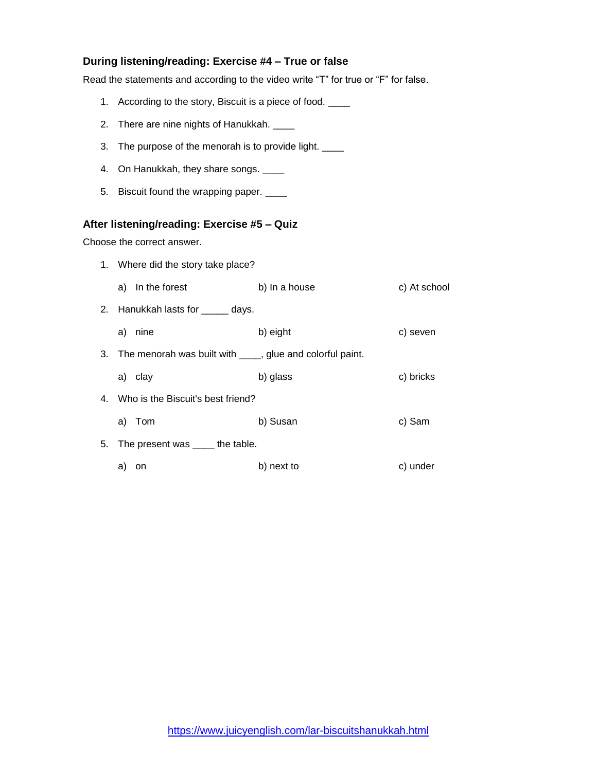### During listening/reading: Exercise #4 – True or false

Read the statements and according to the video write "T" for true or "F" for false.

1. According to the story, Biscuit is a piece of food. ____
2. There are nine nights of Hanukkah. ____
3. The purpose of the menorah is to provide light. ____
4. On Hanukkah, they share songs. ____
5. Biscuit found the wrapping paper. ____

### After listening/reading: Exercise #5 – Quiz

Choose the correct answer.

1. Where did the story take place?

   a) In the forest b) In a house c) At school

2. Hanukkah lasts for _____ days.

   a) nine b) eight c) seven

3. The menorah was built with ____, glue and colorful paint.

   a) clay b) glass c) bricks

4. Who is the Biscuit's best friend?

   a) Tom b) Susan c) Sam

5. The present was ____ the table.

   a) on b) next to c) under

https://www.juicyenglish.com/lar-biscuitshanukkah.html